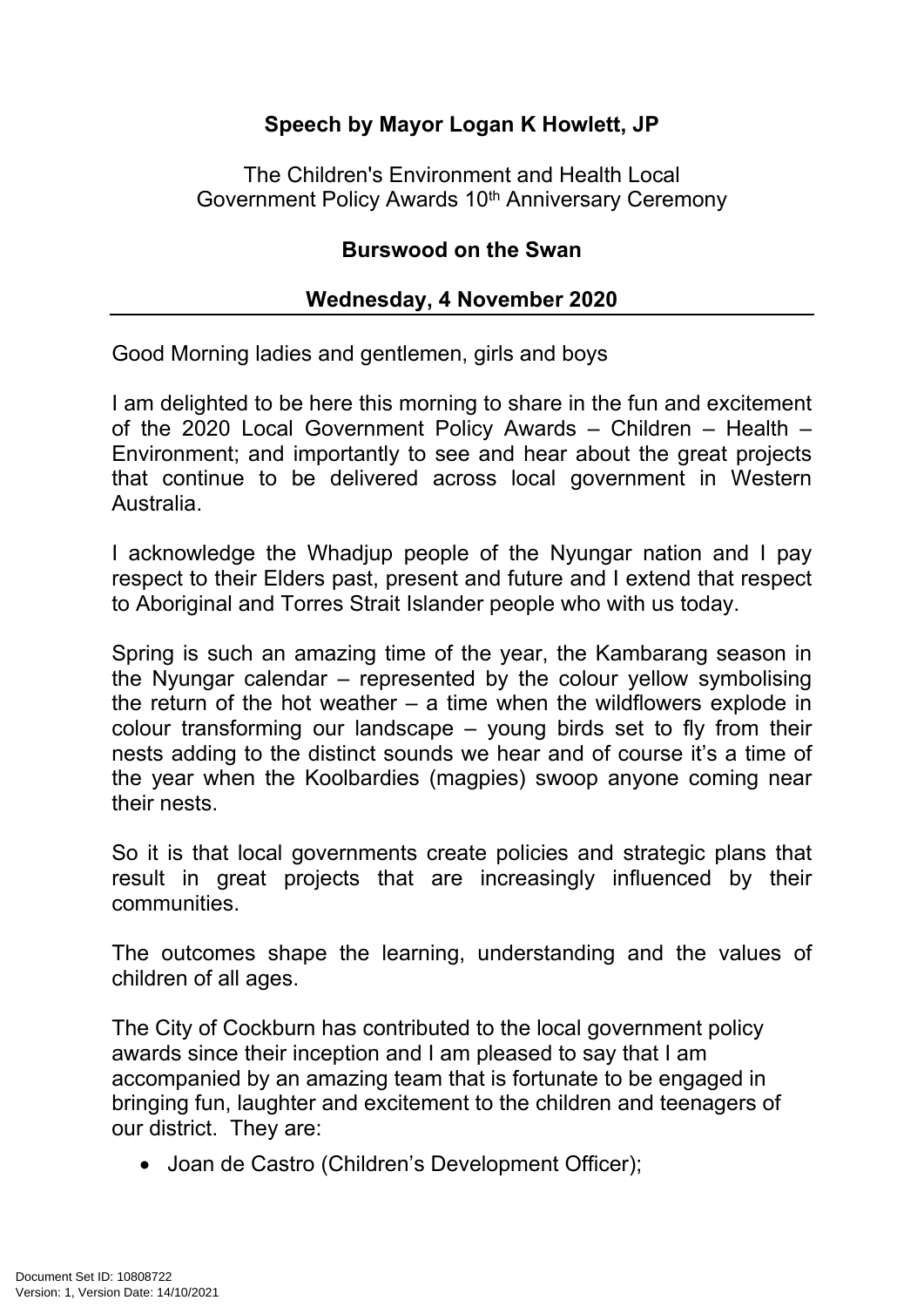**Speech by Mayor Logan K Howlett, JP**

The Children's Environment and Health Local Government Policy Awards 10th Anniversary Ceremony

**Burswood on the Swan**

**Wednesday, 4 November 2020**

---

Good Morning ladies and gentlemen, girls and boys

I am delighted to be here this morning to share in the fun and excitement of the 2020 Local Government Policy Awards – Children – Health – Environment; and importantly to see and hear about the great projects that continue to be delivered across local government in Western Australia.

I acknowledge the Whadjup people of the Nyungar nation and I pay respect to their Elders past, present and future and I extend that respect to Aboriginal and Torres Strait Islander people who with us today.

Spring is such an amazing time of the year, the Kambarang season in the Nyungar calendar – represented by the colour yellow symbolising the return of the hot weather – a time when the wildflowers explode in colour transforming our landscape – young birds set to fly from their nests adding to the distinct sounds we hear and of course it's a time of the year when the Koolbardies (magpies) swoop anyone coming near their nests.

So it is that local governments create policies and strategic plans that result in great projects that are increasingly influenced by their communities.

The outcomes shape the learning, understanding and the values of children of all ages.

The City of Cockburn has contributed to the local government policy awards since their inception and I am pleased to say that I am accompanied by an amazing team that is fortunate to be engaged in bringing fun, laughter and excitement to the children and teenagers of our district. They are:

- Joan de Castro (Children's Development Officer);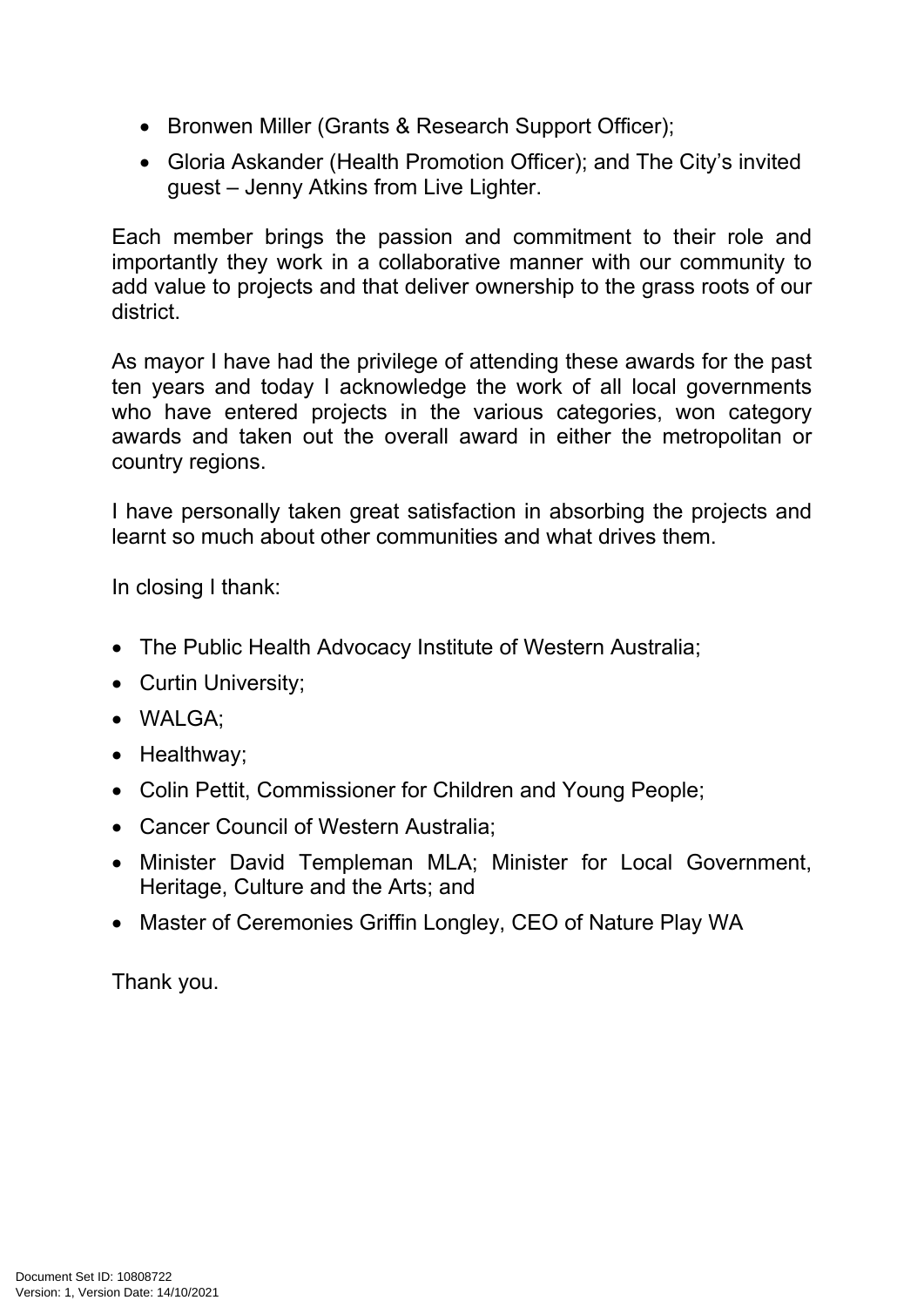- Bronwen Miller (Grants & Research Support Officer);
- Gloria Askander (Health Promotion Officer); and The City's invited guest – Jenny Atkins from Live Lighter.

Each member brings the passion and commitment to their role and importantly they work in a collaborative manner with our community to add value to projects and that deliver ownership to the grass roots of our district.

As mayor I have had the privilege of attending these awards for the past ten years and today I acknowledge the work of all local governments who have entered projects in the various categories, won category awards and taken out the overall award in either the metropolitan or country regions.

I have personally taken great satisfaction in absorbing the projects and learnt so much about other communities and what drives them.

In closing I thank:

- The Public Health Advocacy Institute of Western Australia;
- Curtin University;
- WALGA;
- Healthway;
- Colin Pettit, Commissioner for Children and Young People;
- Cancer Council of Western Australia;
- Minister David Templeman MLA; Minister for Local Government, Heritage, Culture and the Arts; and
- Master of Ceremonies Griffin Longley, CEO of Nature Play WA

Thank you.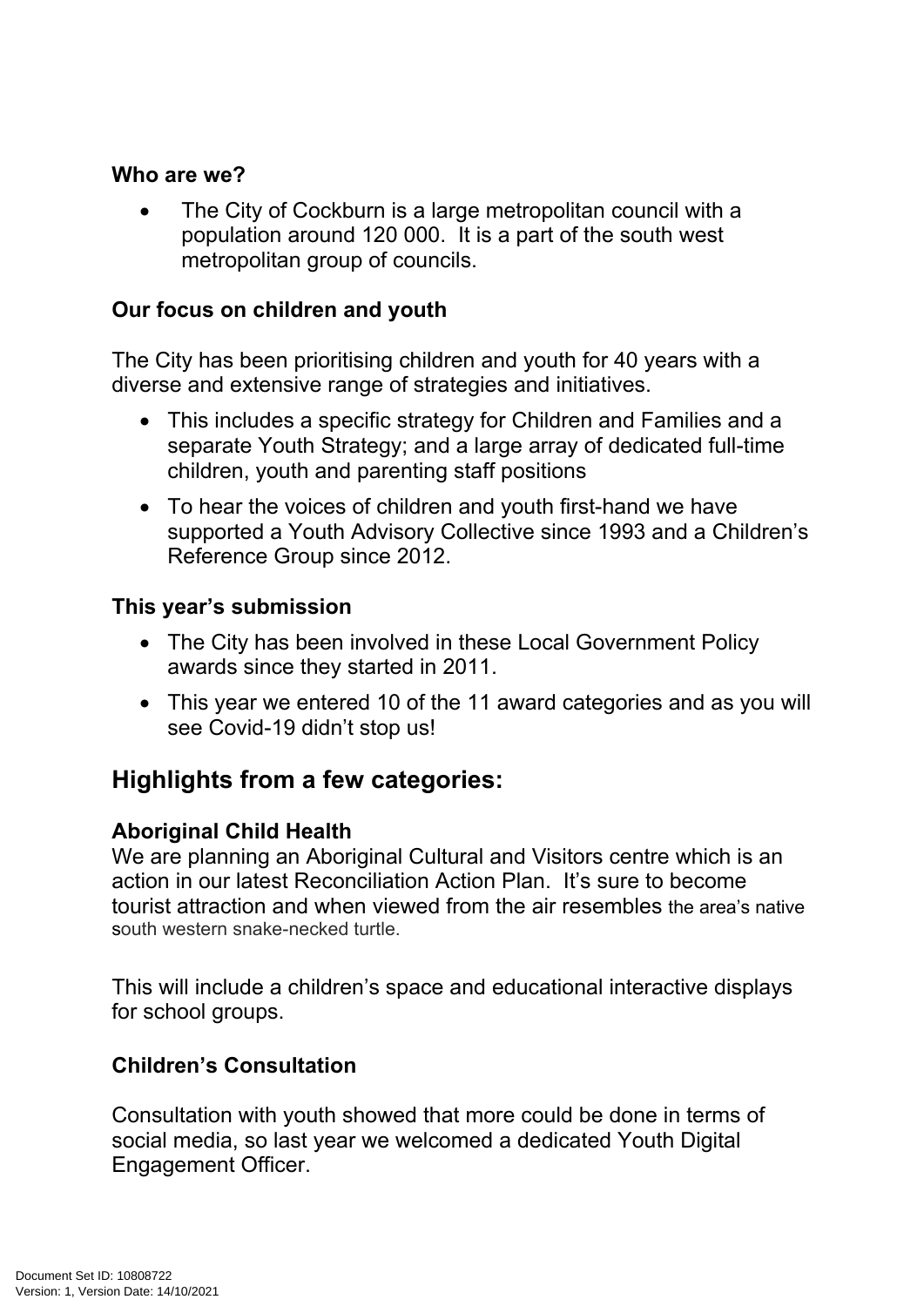**Who are we?**

- The City of Cockburn is a large metropolitan council with a population around 120 000. It is a part of the south west metropolitan group of councils.

**Our focus on children and youth**

The City has been prioritising children and youth for 40 years with a diverse and extensive range of strategies and initiatives.

- This includes a specific strategy for Children and Families and a separate Youth Strategy; and a large array of dedicated full-time children, youth and parenting staff positions
- To hear the voices of children and youth first-hand we have supported a Youth Advisory Collective since 1993 and a Children's Reference Group since 2012.

**This year's submission**

- The City has been involved in these Local Government Policy awards since they started in 2011.
- This year we entered 10 of the 11 award categories and as you will see Covid-19 didn't stop us!

## Highlights from a few categories:

**Aboriginal Child Health**

We are planning an Aboriginal Cultural and Visitors centre which is an action in our latest Reconciliation Action Plan. It's sure to become tourist attraction and when viewed from the air resembles the area's native south western snake-necked turtle.

This will include a children's space and educational interactive displays for school groups.

**Children's Consultation**

Consultation with youth showed that more could be done in terms of social media, so last year we welcomed a dedicated Youth Digital Engagement Officer.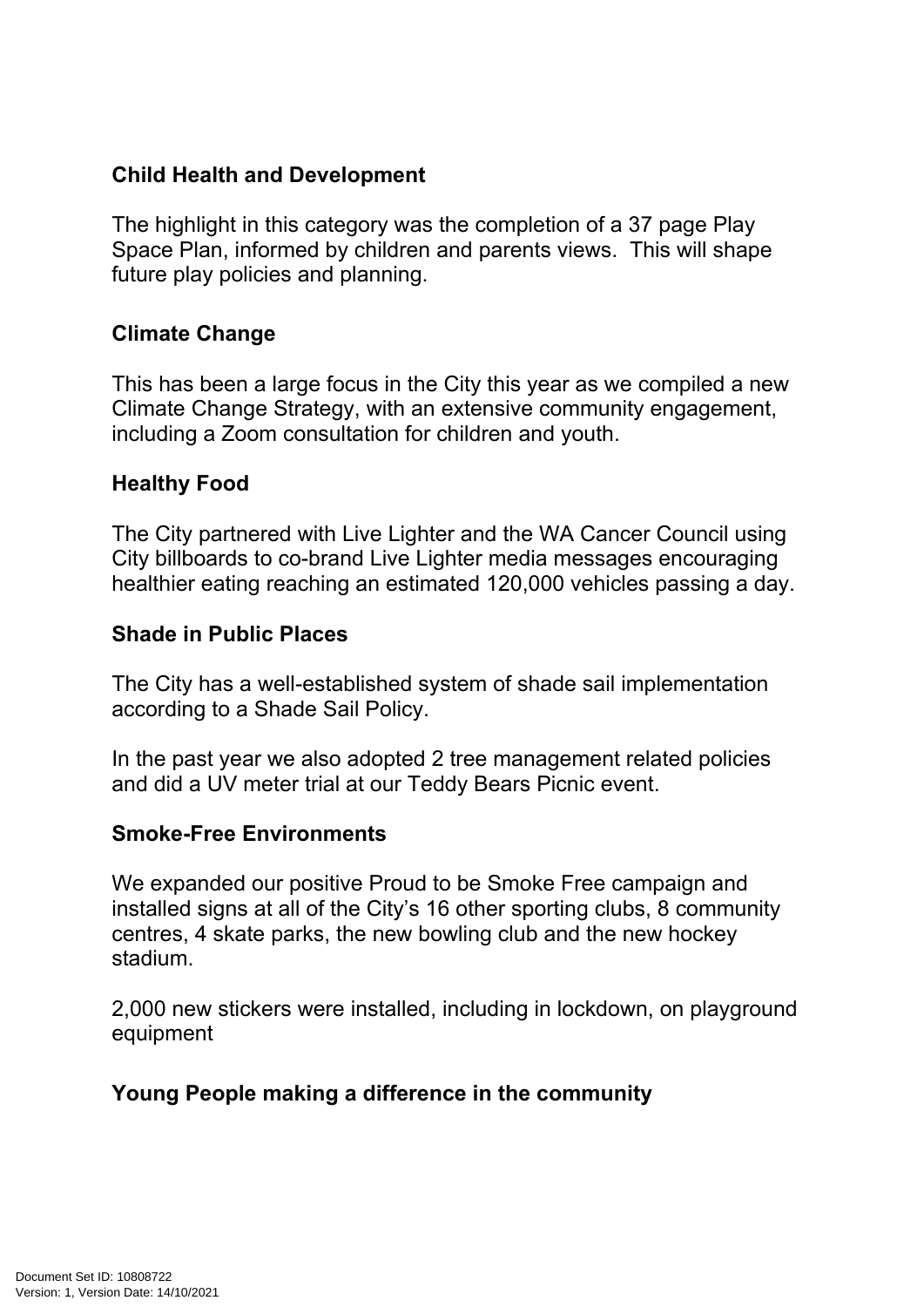**Child Health and Development**

The highlight in this category was the completion of a 37 page Play Space Plan, informed by children and parents views. This will shape future play policies and planning.

**Climate Change**

This has been a large focus in the City this year as we compiled a new Climate Change Strategy, with an extensive community engagement, including a Zoom consultation for children and youth.

**Healthy Food**

The City partnered with Live Lighter and the WA Cancer Council using City billboards to co-brand Live Lighter media messages encouraging healthier eating reaching an estimated 120,000 vehicles passing a day.

**Shade in Public Places**

The City has a well-established system of shade sail implementation according to a Shade Sail Policy.

In the past year we also adopted 2 tree management related policies and did a UV meter trial at our Teddy Bears Picnic event.

**Smoke-Free Environments**

We expanded our positive Proud to be Smoke Free campaign and installed signs at all of the City's 16 other sporting clubs, 8 community centres, 4 skate parks, the new bowling club and the new hockey stadium.

2,000 new stickers were installed, including in lockdown, on playground equipment

**Young People making a difference in the community**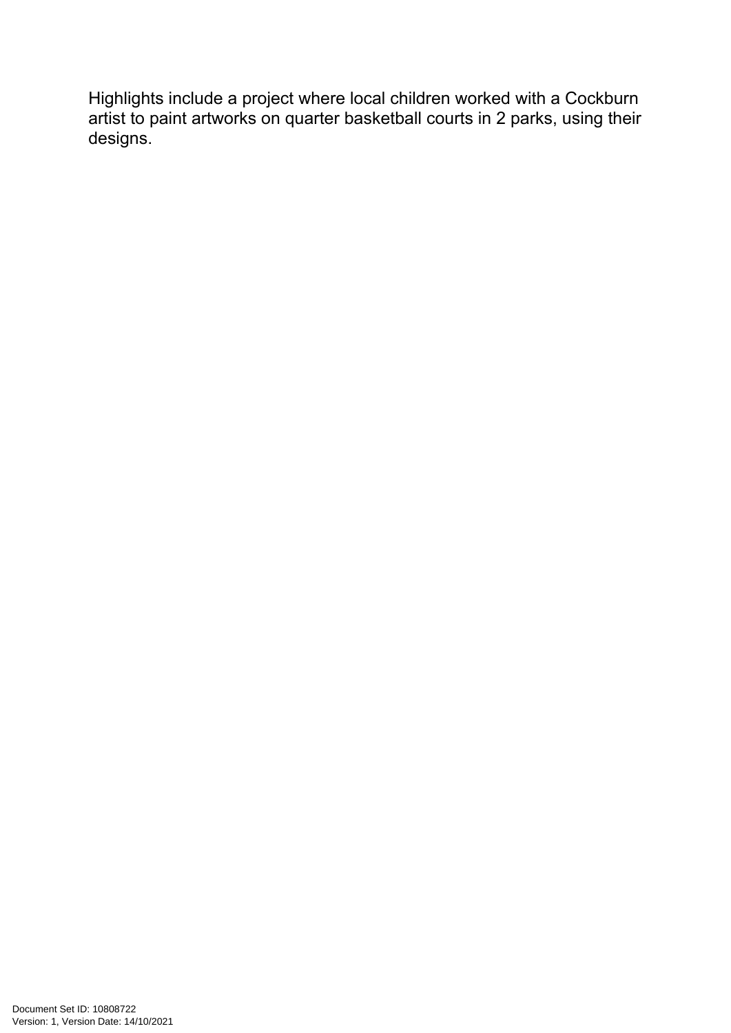Highlights include a project where local children worked with a Cockburn artist to paint artworks on quarter basketball courts in 2 parks, using their designs.